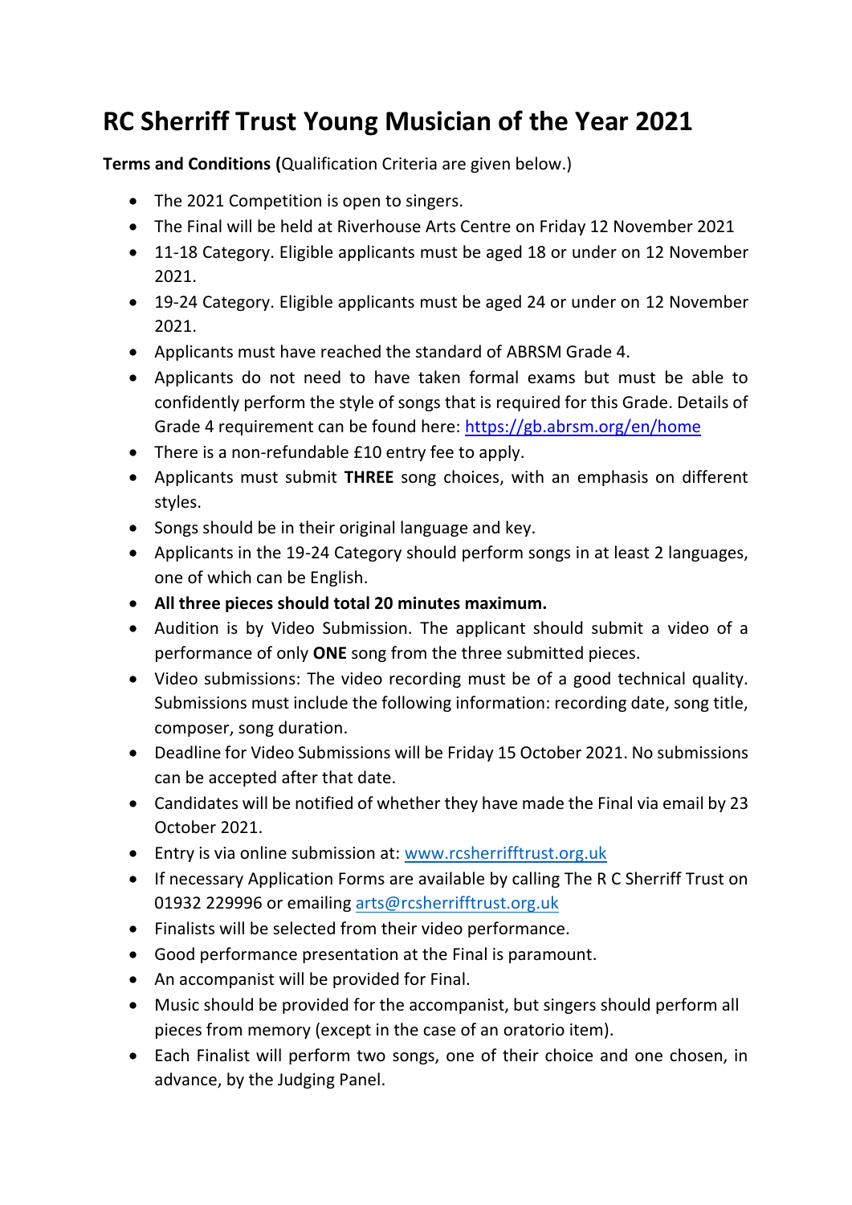# RC Sherriff Trust Young Musician of the Year 2021

**Terms and Conditions (**Qualification Criteria are given below.)

- The 2021 Competition is open to singers.
- The Final will be held at Riverhouse Arts Centre on Friday 12 November 2021
- 11-18 Category. Eligible applicants must be aged 18 or under on 12 November 2021.
- 19-24 Category. Eligible applicants must be aged 24 or under on 12 November 2021.
- Applicants must have reached the standard of ABRSM Grade 4.
- Applicants do not need to have taken formal exams but must be able to confidently perform the style of songs that is required for this Grade. Details of Grade 4 requirement can be found here: [https://gb.abrsm.org/en/home](https://gb.abrsm.org/en/home)
- There is a non-refundable £10 entry fee to apply.
- Applicants must submit **THREE** song choices, with an emphasis on different styles.
- Songs should be in their original language and key.
- Applicants in the 19-24 Category should perform songs in at least 2 languages, one of which can be English.
- **All three pieces should total 20 minutes maximum.**
- Audition is by Video Submission. The applicant should submit a video of a performance of only **ONE** song from the three submitted pieces.
- Video submissions: The video recording must be of a good technical quality. Submissions must include the following information: recording date, song title, composer, song duration.
- Deadline for Video Submissions will be Friday 15 October 2021. No submissions can be accepted after that date.
- Candidates will be notified of whether they have made the Final via email by 23 October 2021.
- Entry is via online submission at: [www.rcsherrifftrust.org.uk](www.rcsherrifftrust.org.uk)
- If necessary Application Forms are available by calling The R C Sherriff Trust on 01932 229996 or emailing [arts@rcsherrifftrust.org.uk](mailto:arts@rcsherrifftrust.org.uk)
- Finalists will be selected from their video performance.
- Good performance presentation at the Final is paramount.
- An accompanist will be provided for Final.
- Music should be provided for the accompanist, but singers should perform all pieces from memory (except in the case of an oratorio item).
- Each Finalist will perform two songs, one of their choice and one chosen, in advance, by the Judging Panel.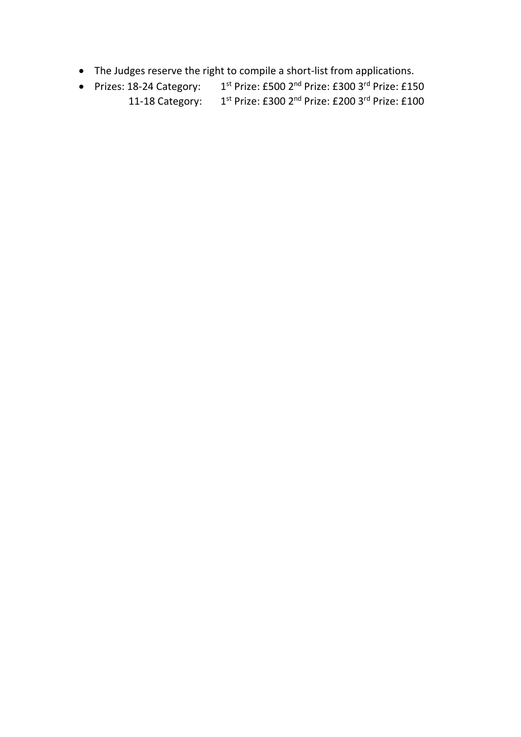- The Judges reserve the right to compile a short-list from applications.
- Prizes: 18-24 Category: 1st Prize: £500 2nd Prize: £300 3rd Prize: £150
  11-18 Category: 1st Prize: £300 2nd Prize: £200 3rd Prize: £100